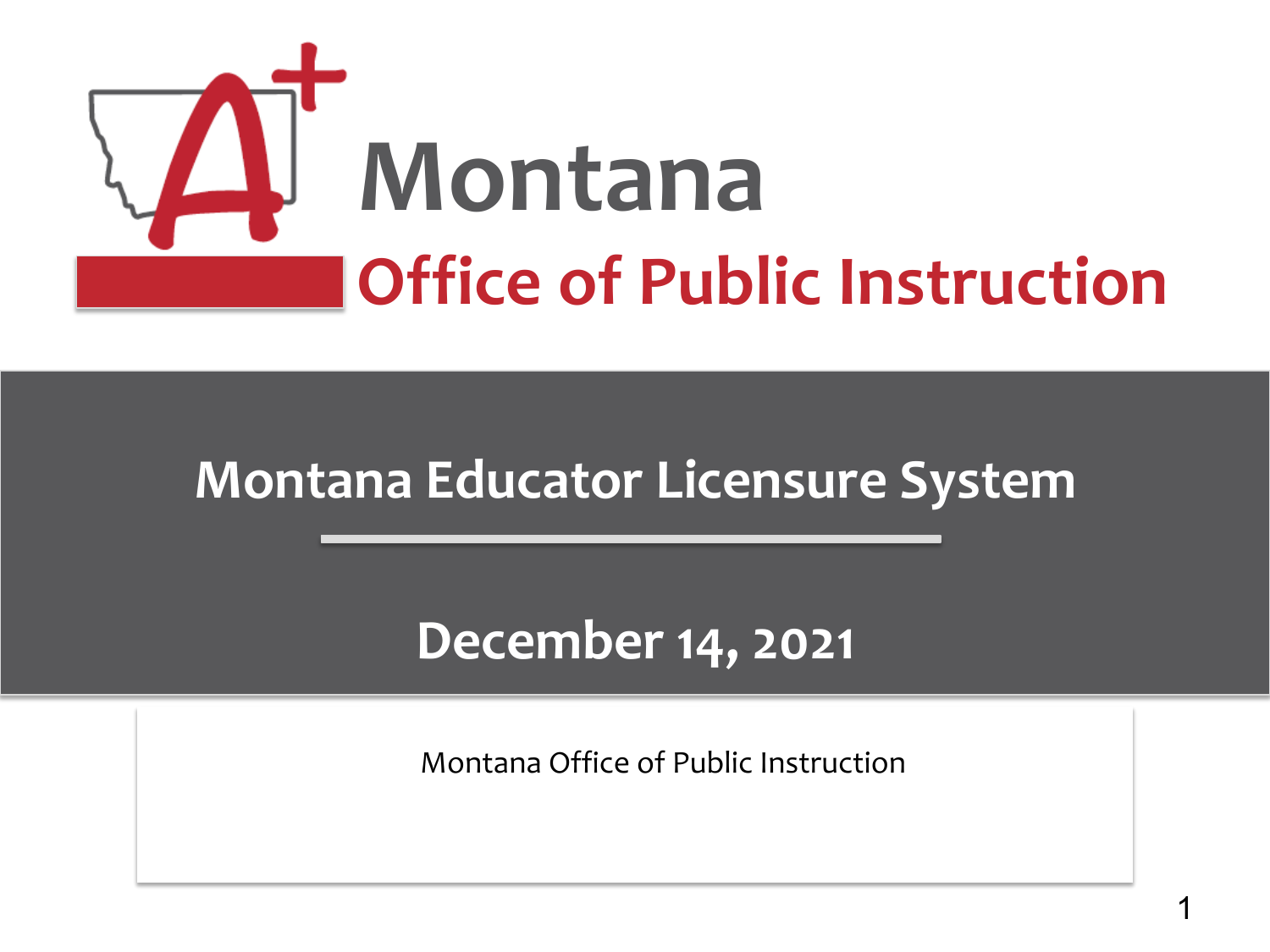Montana

Office of Public Instruction

# Montana Educator Licensure System

## December 14, 2021

Montana Office of Public Instruction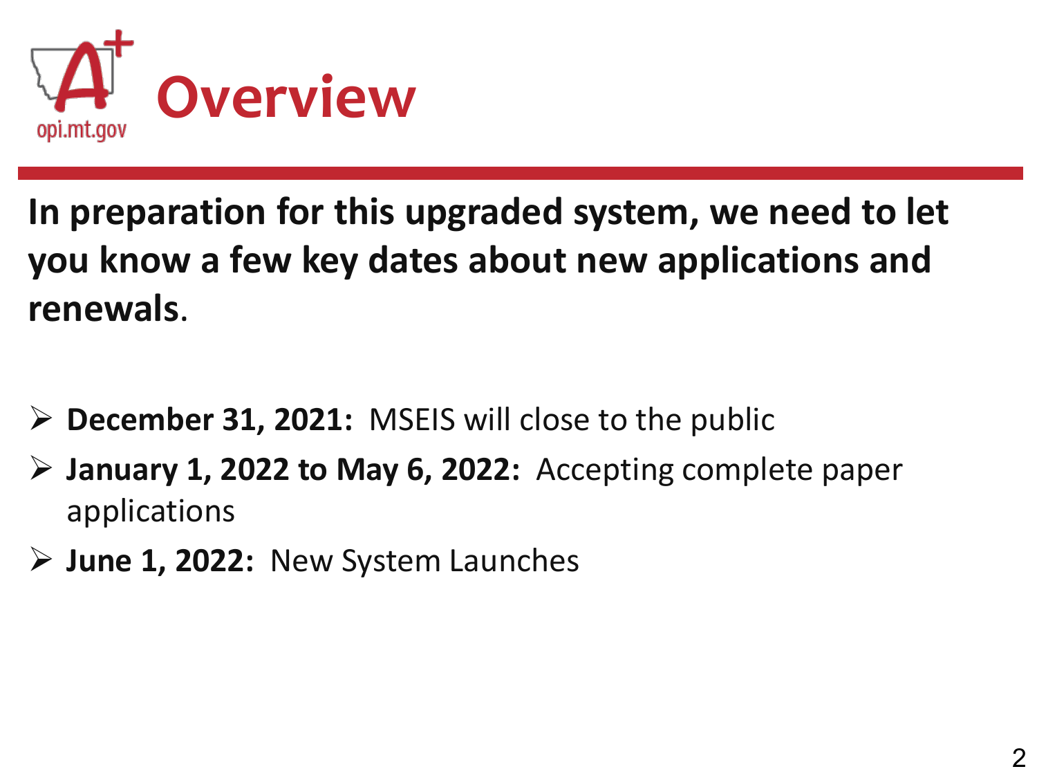# Overview

**In preparation for this upgraded system, we need to let you know a few key dates about new applications and renewals**.

- **December 31, 2021:** MSEIS will close to the public
- **January 1, 2022 to May 6, 2022:** Accepting complete paper applications
- **June 1, 2022:** New System Launches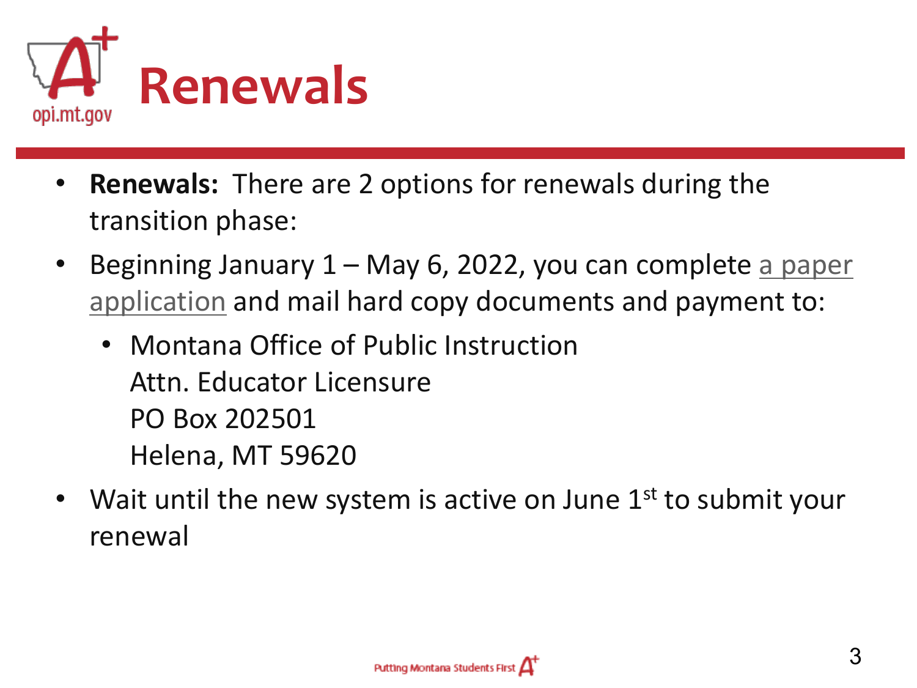# Renewals

- **Renewals:** There are 2 options for renewals during the transition phase:
- Beginning January 1 – May 6, 2022, you can complete a paper application and mail hard copy documents and payment to:
  - Montana Office of Public Instruction
    Attn. Educator Licensure
    PO Box 202501
    Helena, MT 59620
- Wait until the new system is active on June 1st to submit your renewal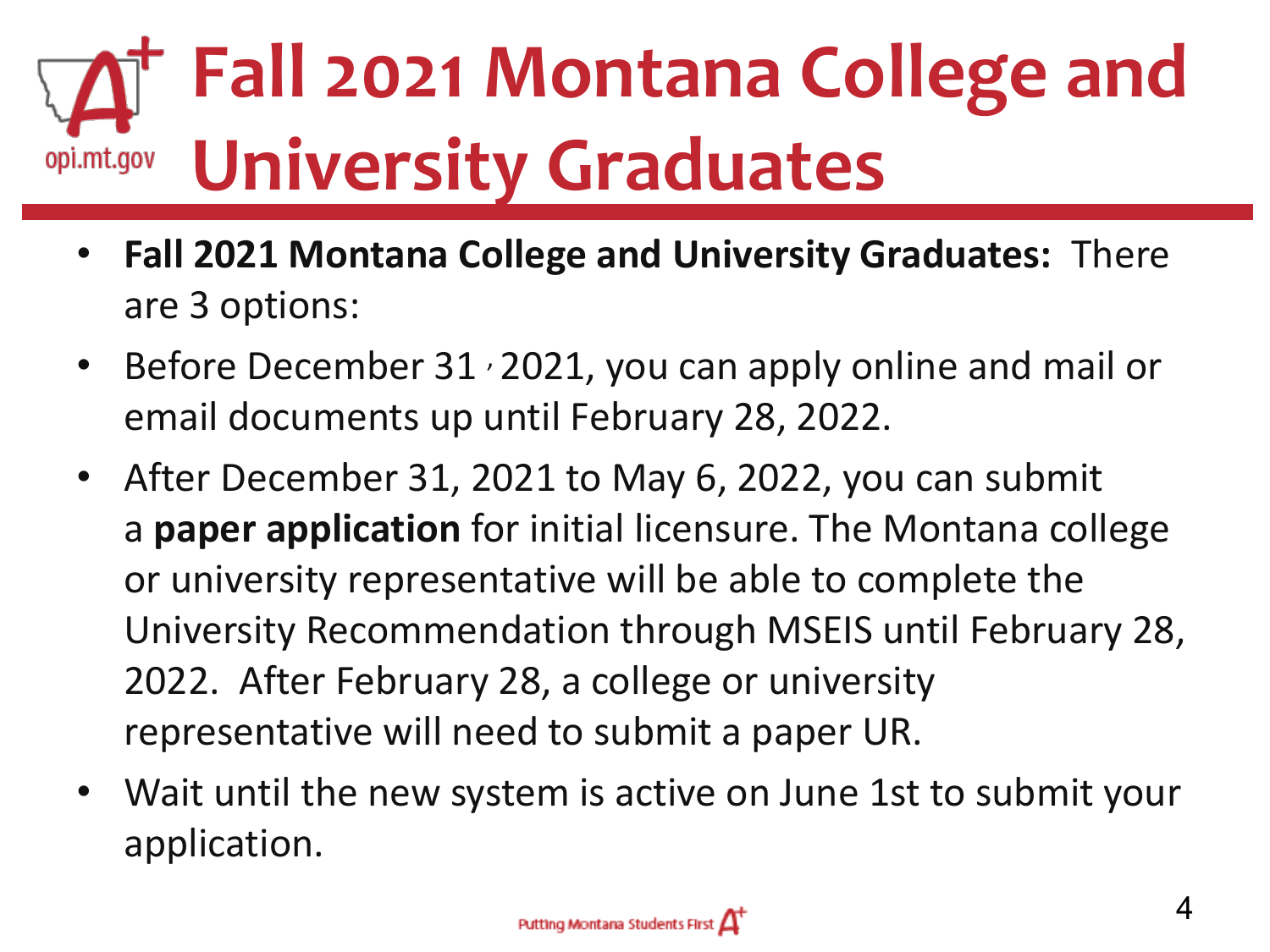# Fall 2021 Montana College and University Graduates

- **Fall 2021 Montana College and University Graduates:** There are 3 options:
- Before December 31, 2021, you can apply online and mail or email documents up until February 28, 2022.
- After December 31, 2021 to May 6, 2022, you can submit a **paper application** for initial licensure. The Montana college or university representative will be able to complete the University Recommendation through MSEIS until February 28, 2022. After February 28, a college or university representative will need to submit a paper UR.
- Wait until the new system is active on June 1st to submit your application.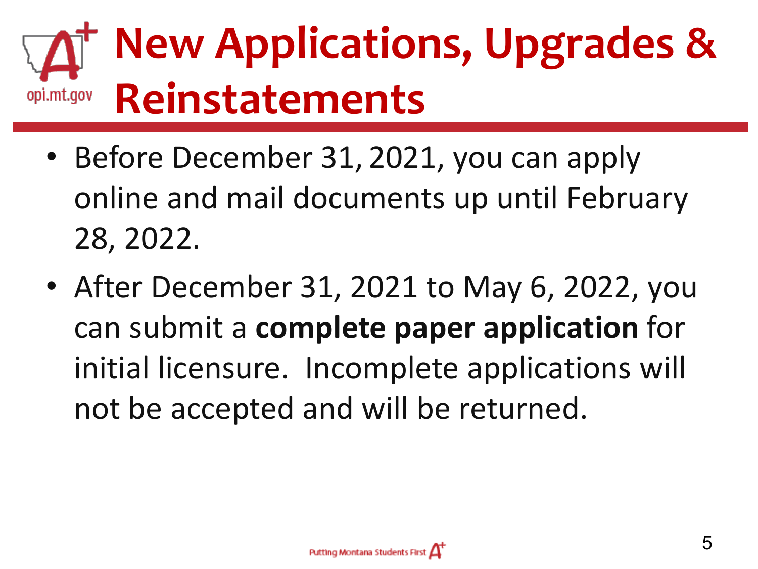# New Applications, Upgrades & Reinstatements

- Before December 31, 2021, you can apply online and mail documents up until February 28, 2022.
- After December 31, 2021 to May 6, 2022, you can submit a **complete paper application** for initial licensure. Incomplete applications will not be accepted and will be returned.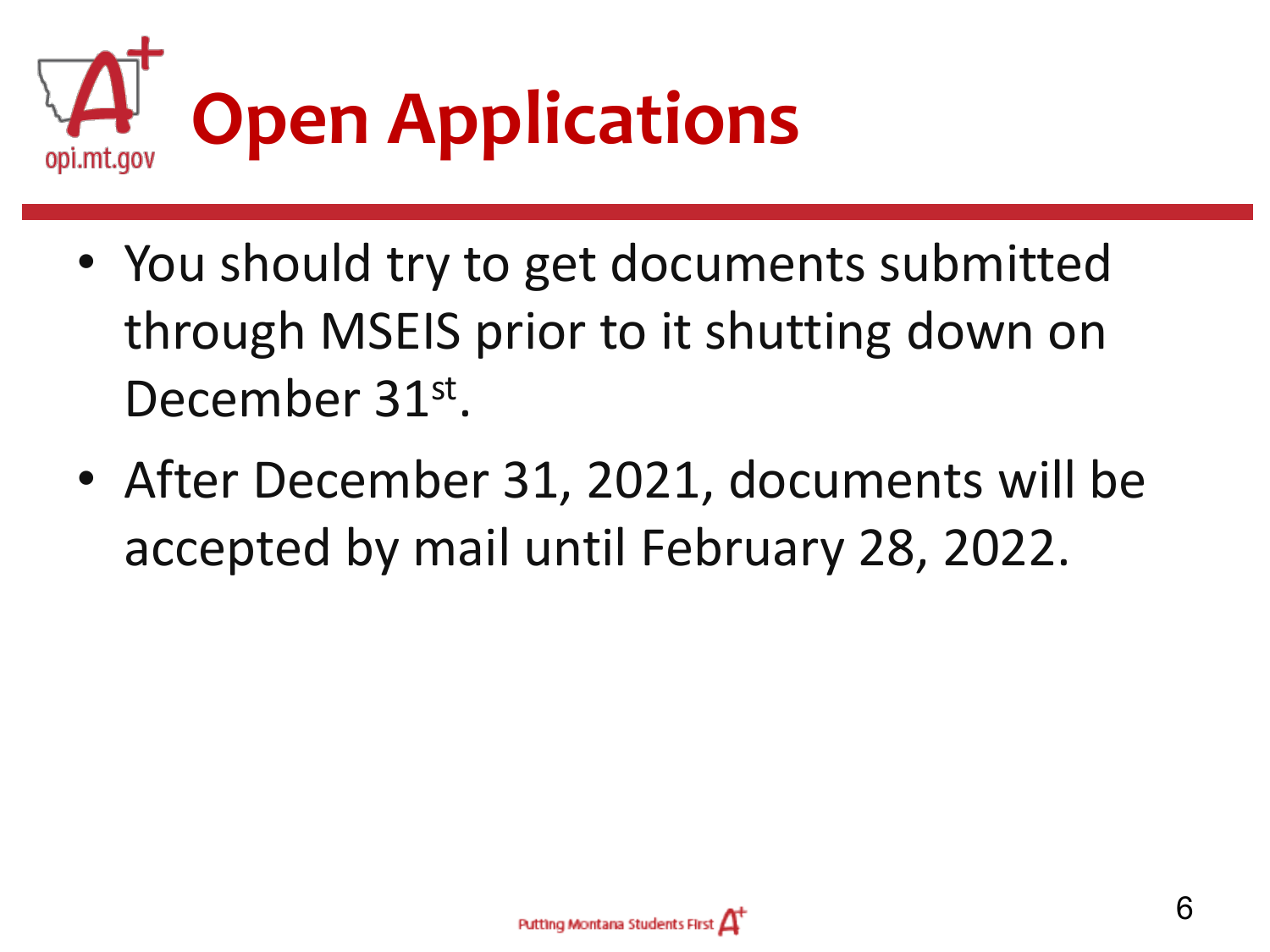# Open Applications

- You should try to get documents submitted through MSEIS prior to it shutting down on December 31st.
- After December 31, 2021, documents will be accepted by mail until February 28, 2022.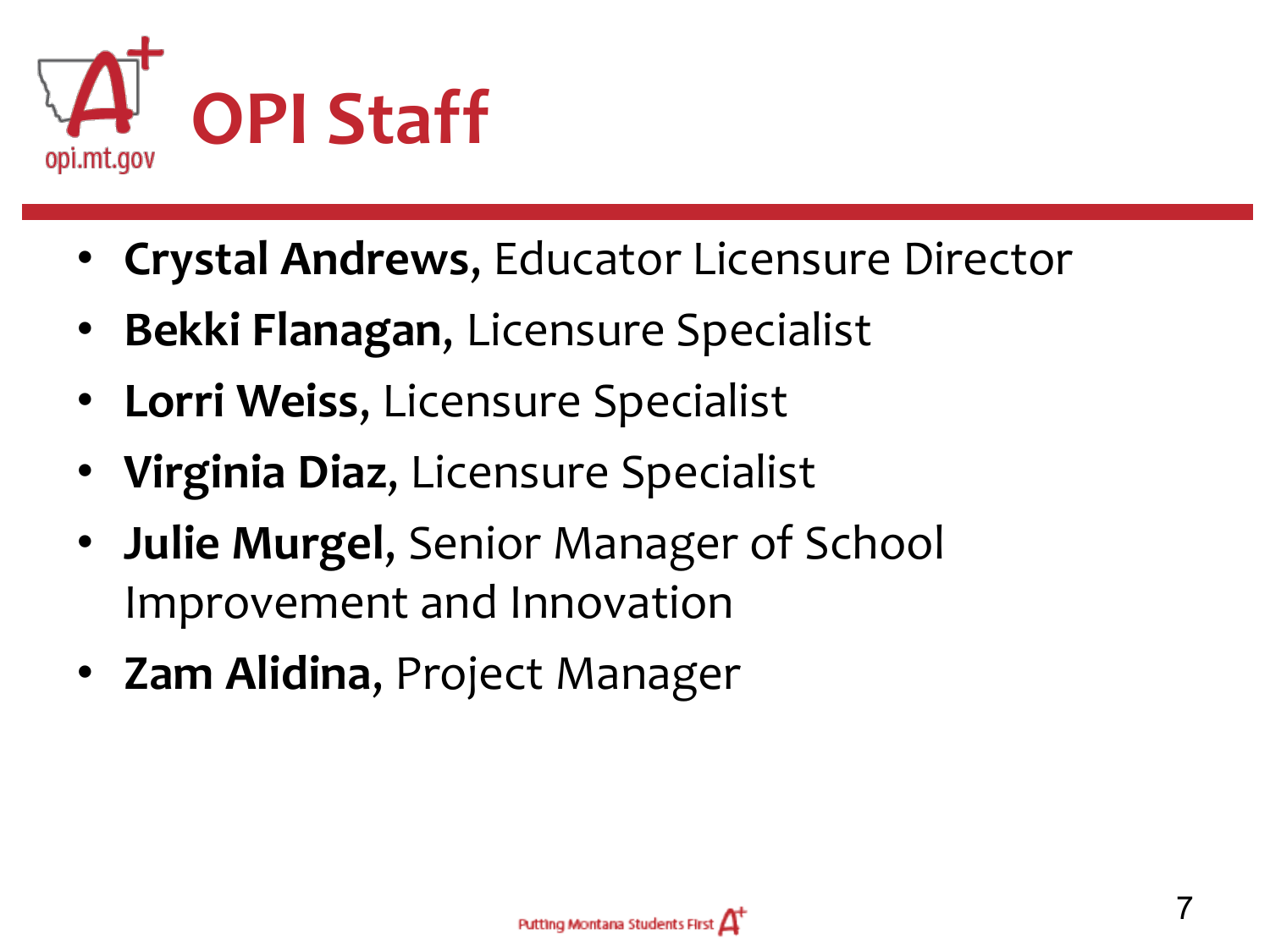# OPI Staff

- **Crystal Andrews,** Educator Licensure Director
- **Bekki Flanagan,** Licensure Specialist
- **Lorri Weiss,** Licensure Specialist
- **Virginia Diaz,** Licensure Specialist
- **Julie Murgel,** Senior Manager of School Improvement and Innovation
- **Zam Alidina,** Project Manager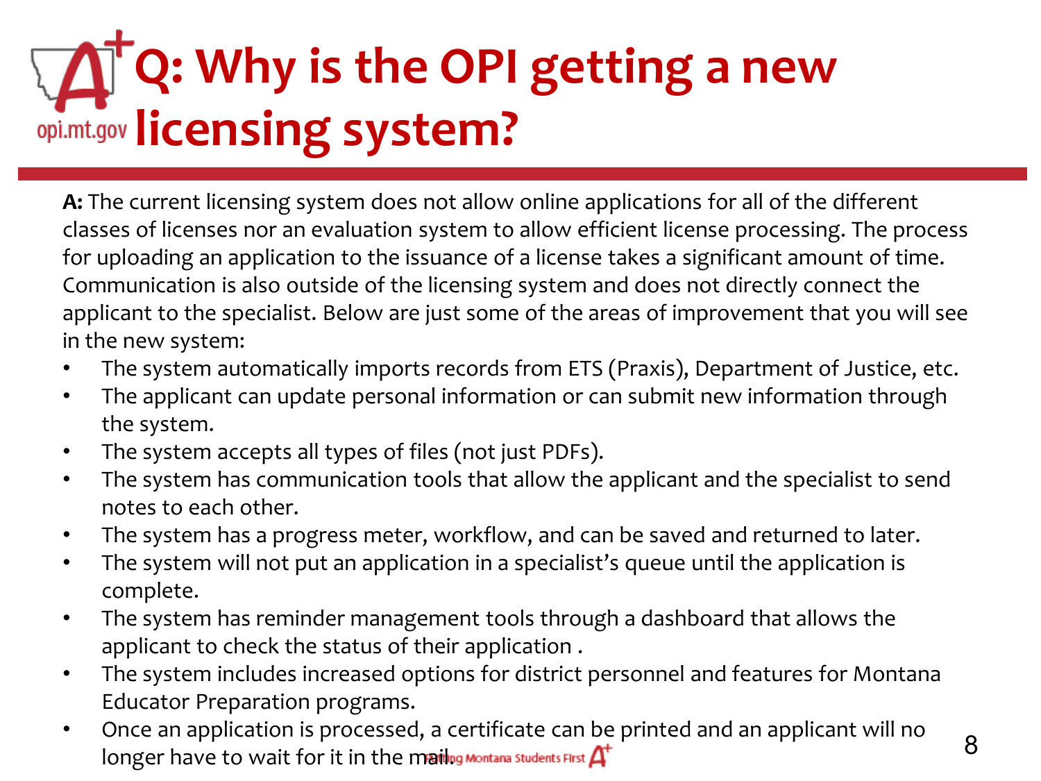# Q: Why is the OPI getting a new licensing system?

**A:** The current licensing system does not allow online applications for all of the different classes of licenses nor an evaluation system to allow efficient license processing. The process for uploading an application to the issuance of a license takes a significant amount of time. Communication is also outside of the licensing system and does not directly connect the applicant to the specialist. Below are just some of the areas of improvement that you will see in the new system:

- The system automatically imports records from ETS (Praxis), Department of Justice, etc.
- The applicant can update personal information or can submit new information through the system.
- The system accepts all types of files (not just PDFs).
- The system has communication tools that allow the applicant and the specialist to send notes to each other.
- The system has a progress meter, workflow, and can be saved and returned to later.
- The system will not put an application in a specialist's queue until the application is complete.
- The system has reminder management tools through a dashboard that allows the applicant to check the status of their application .
- The system includes increased options for district personnel and features for Montana Educator Preparation programs.
- Once an application is processed, a certificate can be printed and an applicant will no longer have to wait for it in the mail.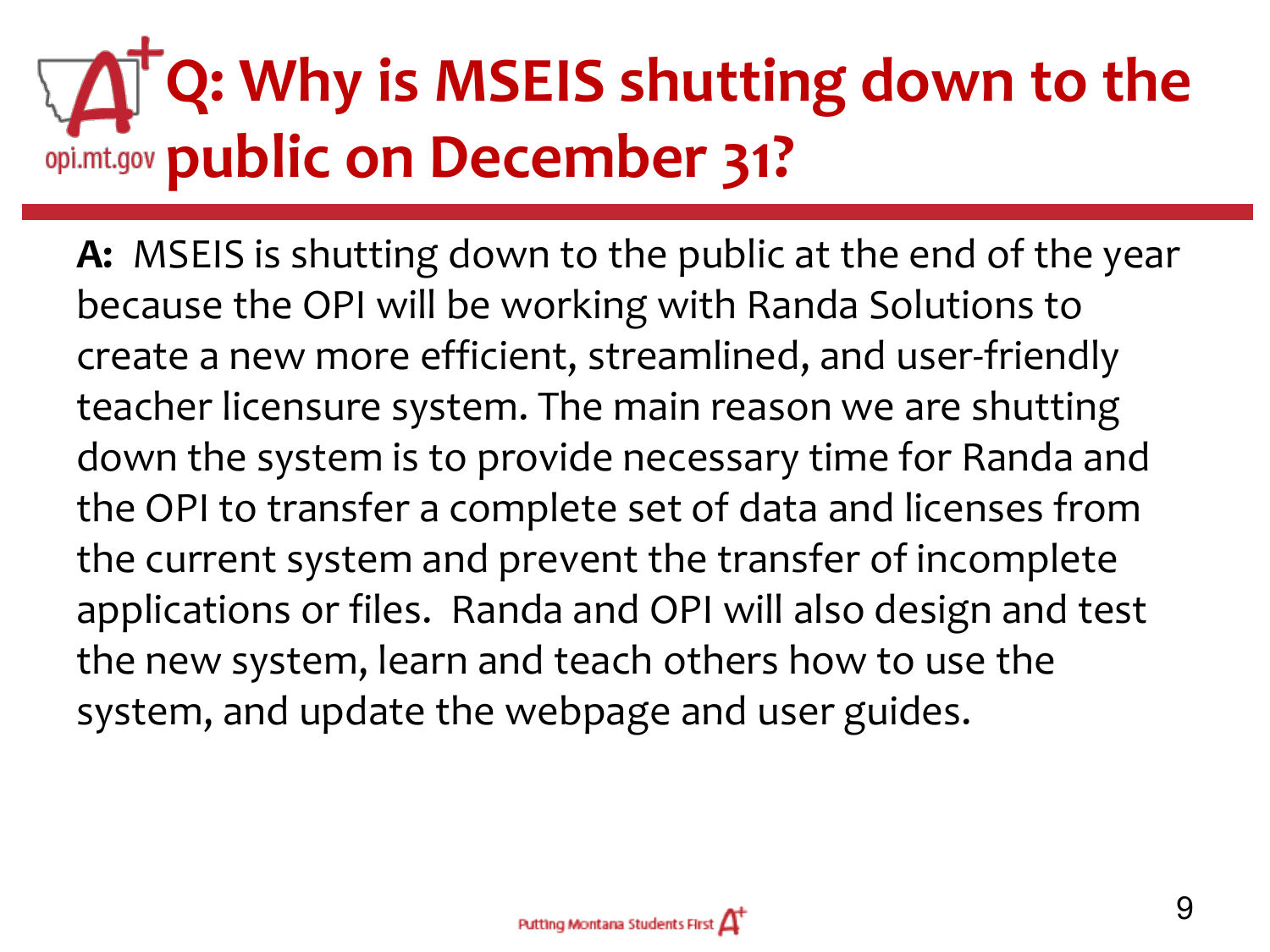# Q: Why is MSEIS shutting down to the public on December 31?

**A:** MSEIS is shutting down to the public at the end of the year because the OPI will be working with Randa Solutions to create a new more efficient, streamlined, and user-friendly teacher licensure system. The main reason we are shutting down the system is to provide necessary time for Randa and the OPI to transfer a complete set of data and licenses from the current system and prevent the transfer of incomplete applications or files. Randa and OPI will also design and test the new system, learn and teach others how to use the system, and update the webpage and user guides.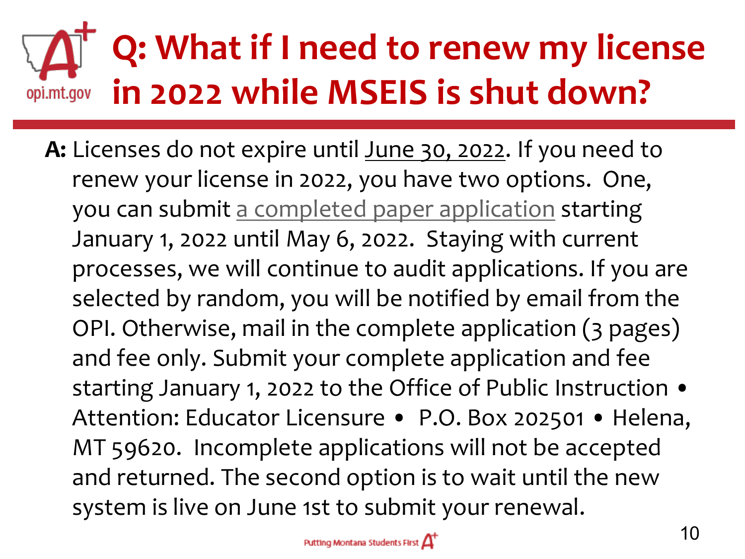# Q: What if I need to renew my license in 2022 while MSEIS is shut down?

**A:** Licenses do not expire until June 30, 2022. If you need to renew your license in 2022, you have two options. One, you can submit a completed paper application starting January 1, 2022 until May 6, 2022. Staying with current processes, we will continue to audit applications. If you are selected by random, you will be notified by email from the OPI. Otherwise, mail in the complete application (3 pages) and fee only. Submit your complete application and fee starting January 1, 2022 to the Office of Public Instruction • Attention: Educator Licensure • P.O. Box 202501 • Helena, MT 59620. Incomplete applications will not be accepted and returned. The second option is to wait until the new system is live on June 1st to submit your renewal.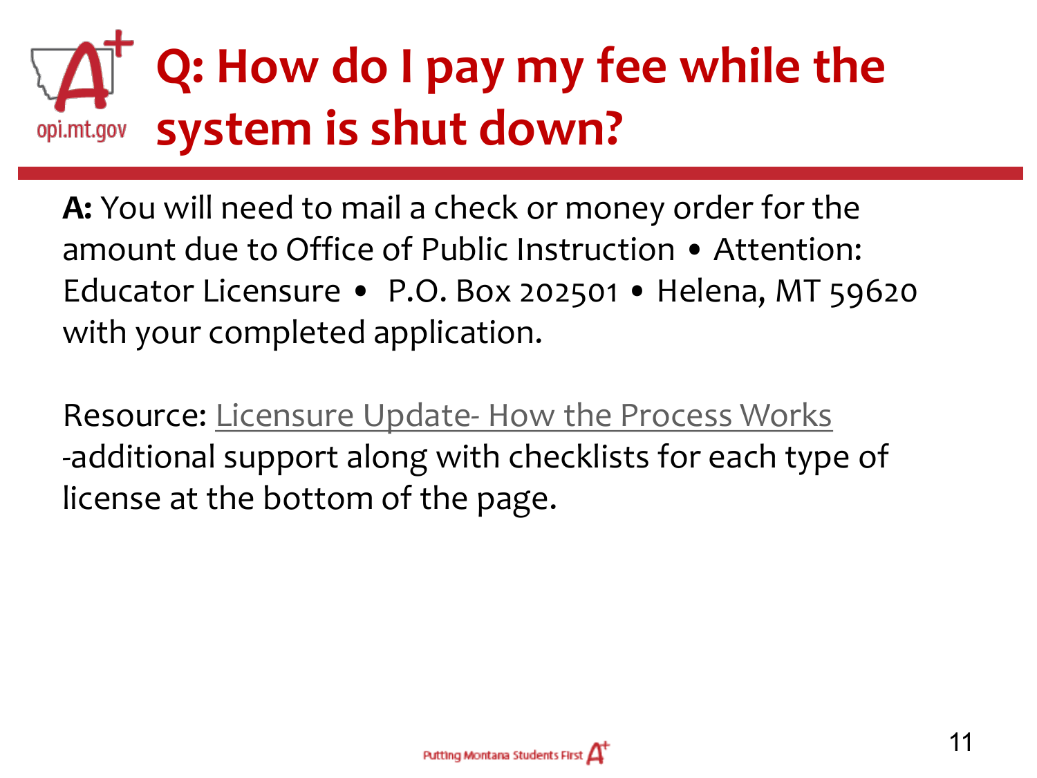# Q: How do I pay my fee while the system is shut down?

**A:** You will need to mail a check or money order for the amount due to Office of Public Instruction • Attention: Educator Licensure • P.O. Box 202501 • Helena, MT 59620 with your completed application.

Resource: Licensure Update- How the Process Works -additional support along with checklists for each type of license at the bottom of the page.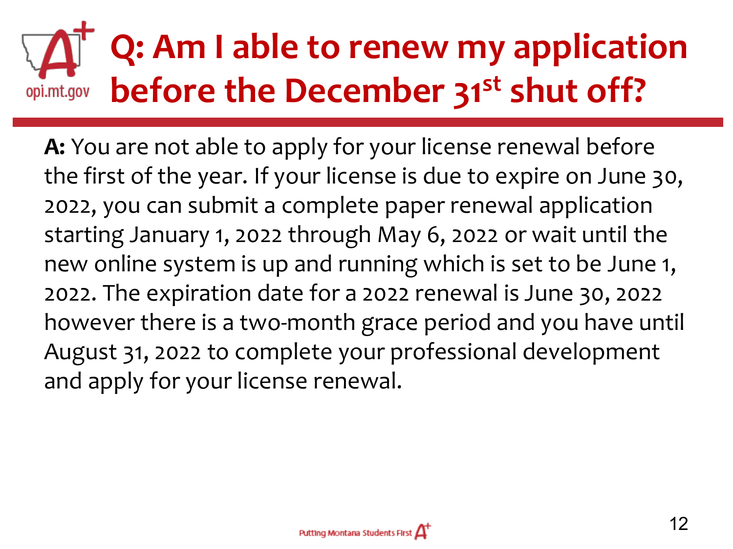# Q: Am I able to renew my application before the December 31st shut off?

**A:** You are not able to apply for your license renewal before the first of the year. If your license is due to expire on June 30, 2022, you can submit a complete paper renewal application starting January 1, 2022 through May 6, 2022 or wait until the new online system is up and running which is set to be June 1, 2022. The expiration date for a 2022 renewal is June 30, 2022 however there is a two-month grace period and you have until August 31, 2022 to complete your professional development and apply for your license renewal.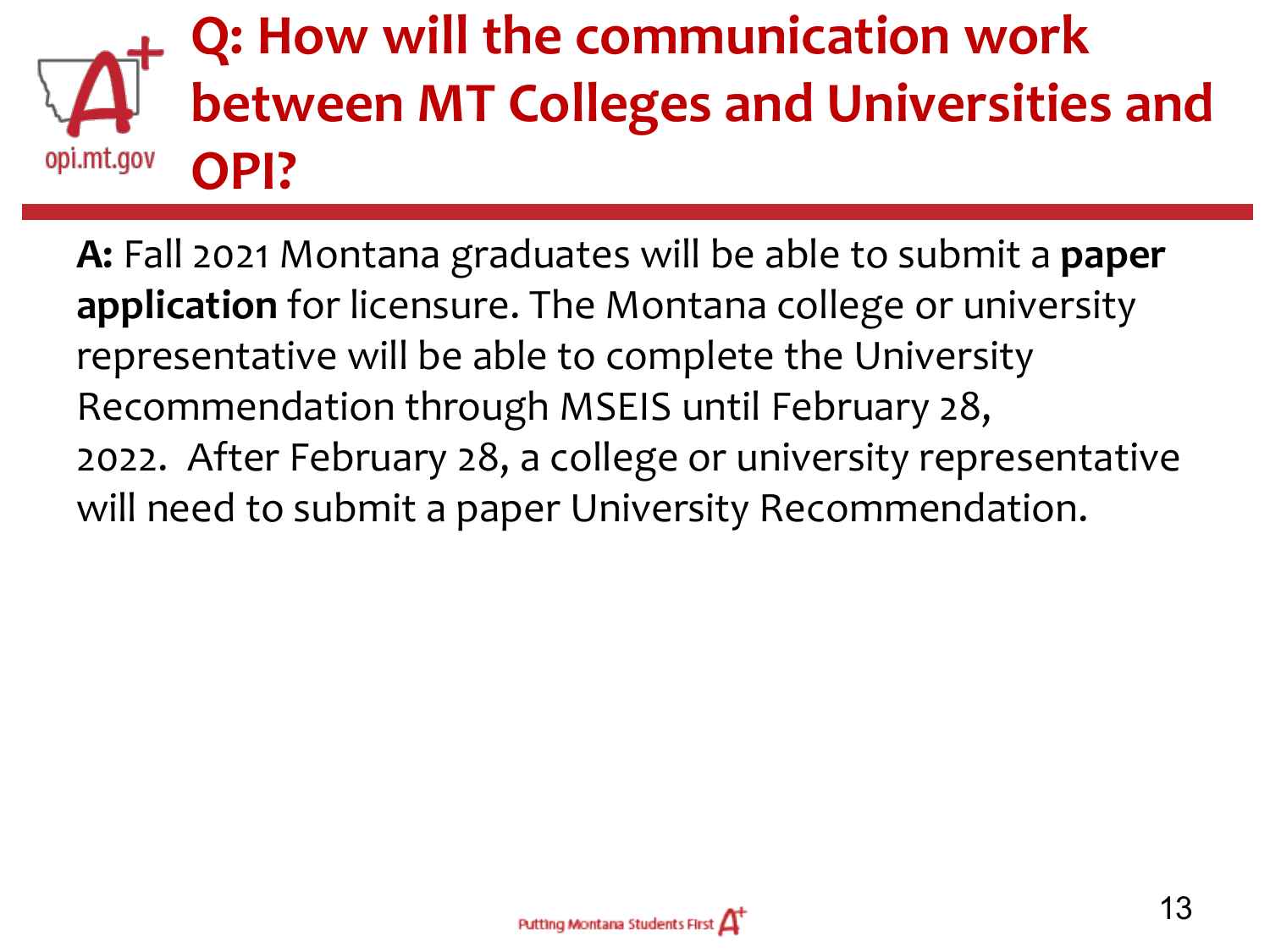# Q: How will the communication work between MT Colleges and Universities and OPI?

**A:** Fall 2021 Montana graduates will be able to submit a **paper application** for licensure. The Montana college or university representative will be able to complete the University Recommendation through MSEIS until February 28, 2022. After February 28, a college or university representative will need to submit a paper University Recommendation.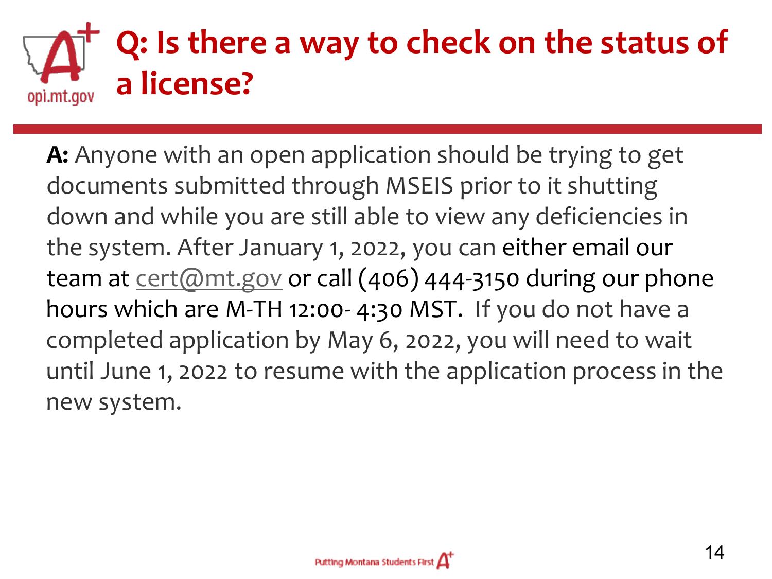# Q: Is there a way to check on the status of a license?

**A:** Anyone with an open application should be trying to get documents submitted through MSEIS prior to it shutting down and while you are still able to view any deficiencies in the system. After January 1, 2022, you can either email our team at cert@mt.gov or call (406) 444-3150 during our phone hours which are M-TH 12:00- 4:30 MST. If you do not have a completed application by May 6, 2022, you will need to wait until June 1, 2022 to resume with the application process in the new system.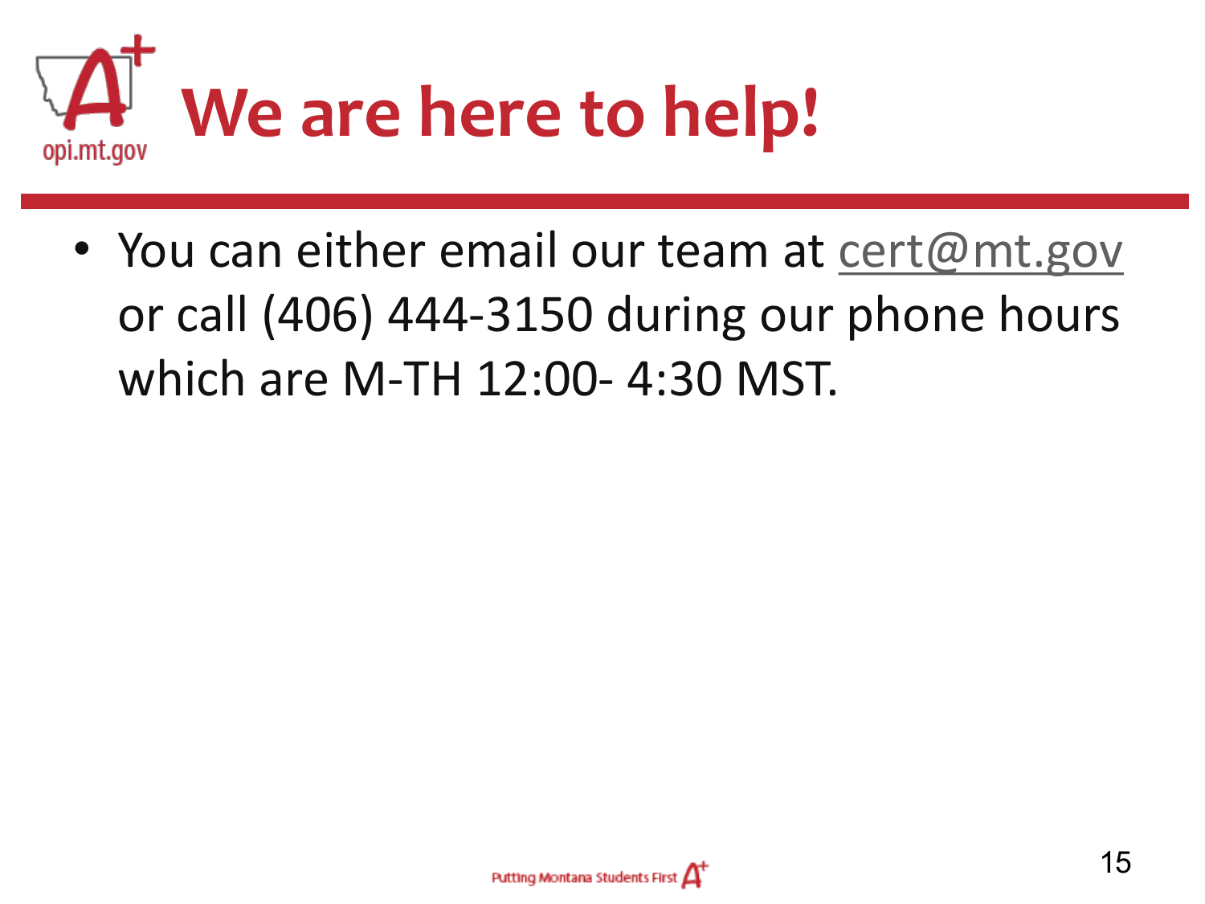# We are here to help!

- You can either email our team at cert@mt.gov or call (406) 444-3150 during our phone hours which are M-TH 12:00- 4:30 MST.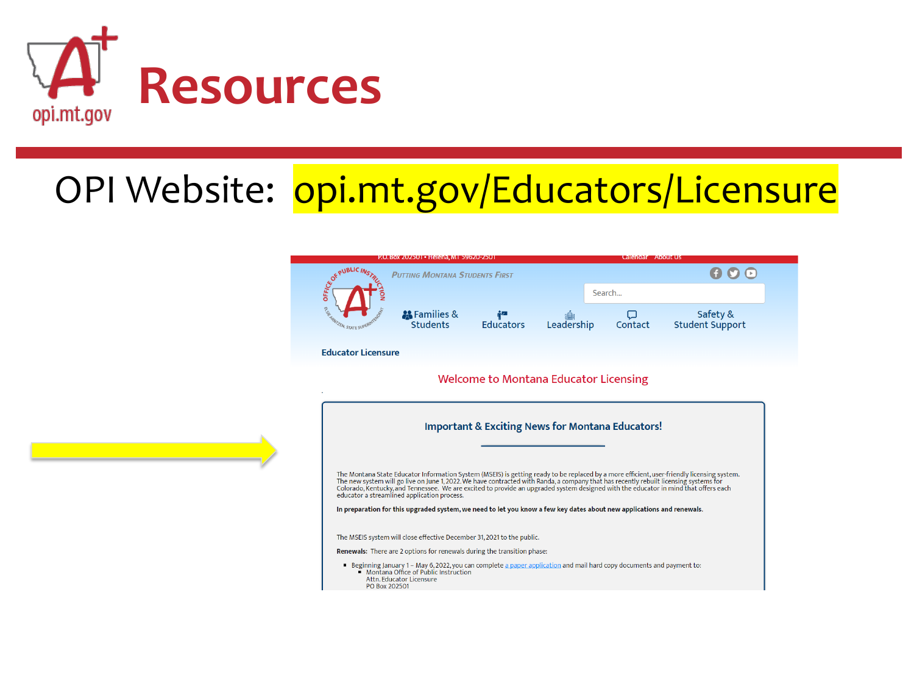# Resources

OPI Website: opi.mt.gov/Educators/Licensure

P.O. Box 202501 • Helena, MT 59620-2501 Calendar About Us

*Putting Montana Students First*

Search...

Families & Students | Educators | Leadership | Contact | Safety & Student Support

Educator Licensure

Welcome to Montana Educator Licensing

## Important & Exciting News for Montana Educators!

The Montana State Educator Information System (MSEIS) is getting ready to be replaced by a more efficient, user-friendly licensing system. The new system will go live on June 1, 2022. We have contracted with Randa, a company that has recently rebuilt licensing systems for Colorado, Kentucky, and Tennessee. We are excited to provide an upgraded system designed with the educator in mind that offers each educator a streamlined application process.

**In preparation for this upgraded system, we need to let you know a few key dates about new applications and renewals.**

The MSEIS system will close effective December 31, 2021 to the public.

**Renewals:** There are 2 options for renewals during the transition phase:

- Beginning January 1 – May 6, 2022, you can complete a paper application and mail hard copy documents and payment to:
  - Montana Office of Public Instruction
    Attn. Educator Licensure
    PO Box 202501